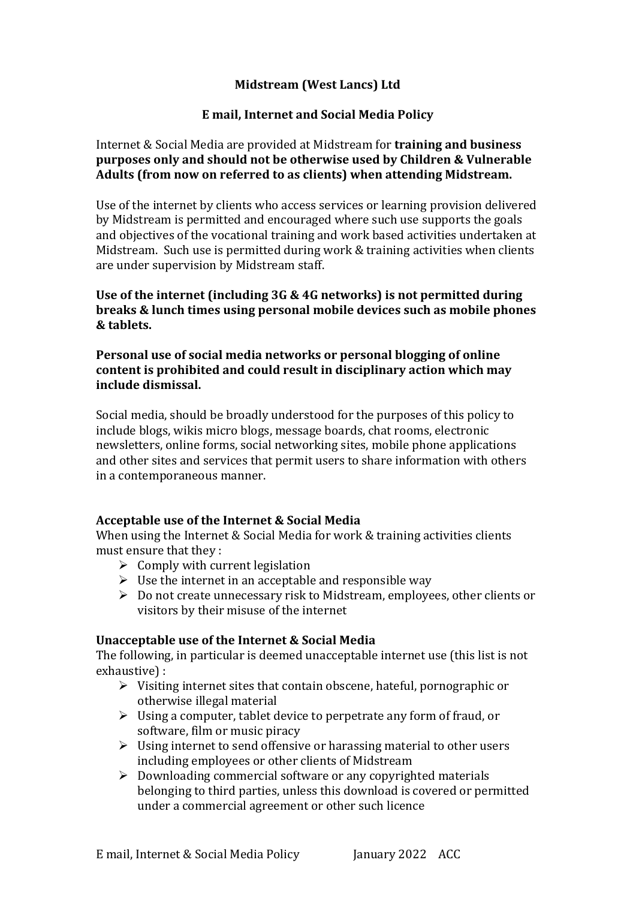# Midstream (West Lancs) Ltd

## E mail, Internet and Social Media Policy

Internet & Social Media are provided at Midstream for **training and business purposes only and should not be otherwise used by Children & Vulnerable Adults (from now on referred to as clients) when attending Midstream.**

Use of the internet by clients who access services or learning provision delivered by Midstream is permitted and encouraged where such use supports the goals and objectives of the vocational training and work based activities undertaken at Midstream. Such use is permitted during work & training activities when clients are under supervision by Midstream staff.

**Use of the internet (including 3G & 4G networks) is not permitted during breaks & lunch times using personal mobile devices such as mobile phones & tablets.**

**Personal use of social media networks or personal blogging of online content is prohibited and could result in disciplinary action which may include dismissal.**

Social media, should be broadly understood for the purposes of this policy to include blogs, wikis micro blogs, message boards, chat rooms, electronic newsletters, online forms, social networking sites, mobile phone applications and other sites and services that permit users to share information with others in a contemporaneous manner.

### Acceptable use of the Internet & Social Media

When using the Internet & Social Media for work & training activities clients must ensure that they :

- Comply with current legislation
- Use the internet in an acceptable and responsible way
- Do not create unnecessary risk to Midstream, employees, other clients or visitors by their misuse of the internet

### Unacceptable use of the Internet & Social Media

The following, in particular is deemed unacceptable internet use (this list is not exhaustive) :

- Visiting internet sites that contain obscene, hateful, pornographic or otherwise illegal material
- Using a computer, tablet device to perpetrate any form of fraud, or software, film or music piracy
- Using internet to send offensive or harassing material to other users including employees or other clients of Midstream
- Downloading commercial software or any copyrighted materials belonging to third parties, unless this download is covered or permitted under a commercial agreement or other such licence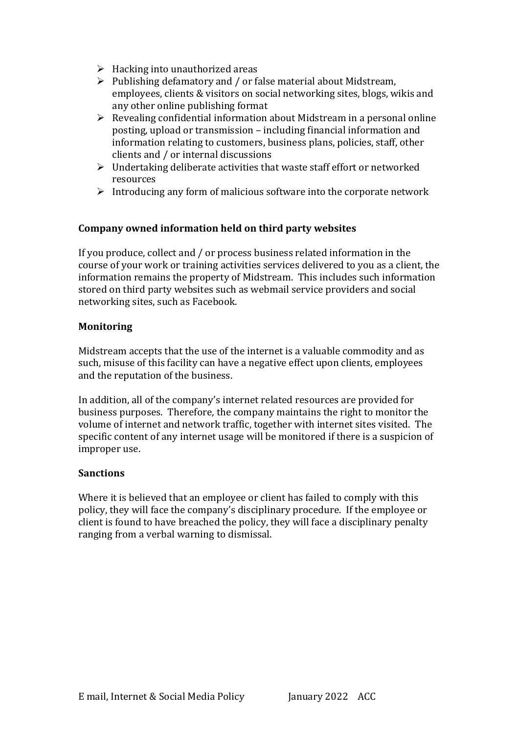- Hacking into unauthorized areas
- Publishing defamatory and / or false material about Midstream, employees, clients & visitors on social networking sites, blogs, wikis and any other online publishing format
- Revealing confidential information about Midstream in a personal online posting, upload or transmission – including financial information and information relating to customers, business plans, policies, staff, other clients and / or internal discussions
- Undertaking deliberate activities that waste staff effort or networked resources
- Introducing any form of malicious software into the corporate network

**Company owned information held on third party websites**

If you produce, collect and / or process business related information in the course of your work or training activities services delivered to you as a client, the information remains the property of Midstream. This includes such information stored on third party websites such as webmail service providers and social networking sites, such as Facebook.

**Monitoring**

Midstream accepts that the use of the internet is a valuable commodity and as such, misuse of this facility can have a negative effect upon clients, employees and the reputation of the business.

In addition, all of the company's internet related resources are provided for business purposes. Therefore, the company maintains the right to monitor the volume of internet and network traffic, together with internet sites visited. The specific content of any internet usage will be monitored if there is a suspicion of improper use.

**Sanctions**

Where it is believed that an employee or client has failed to comply with this policy, they will face the company's disciplinary procedure. If the employee or client is found to have breached the policy, they will face a disciplinary penalty ranging from a verbal warning to dismissal.